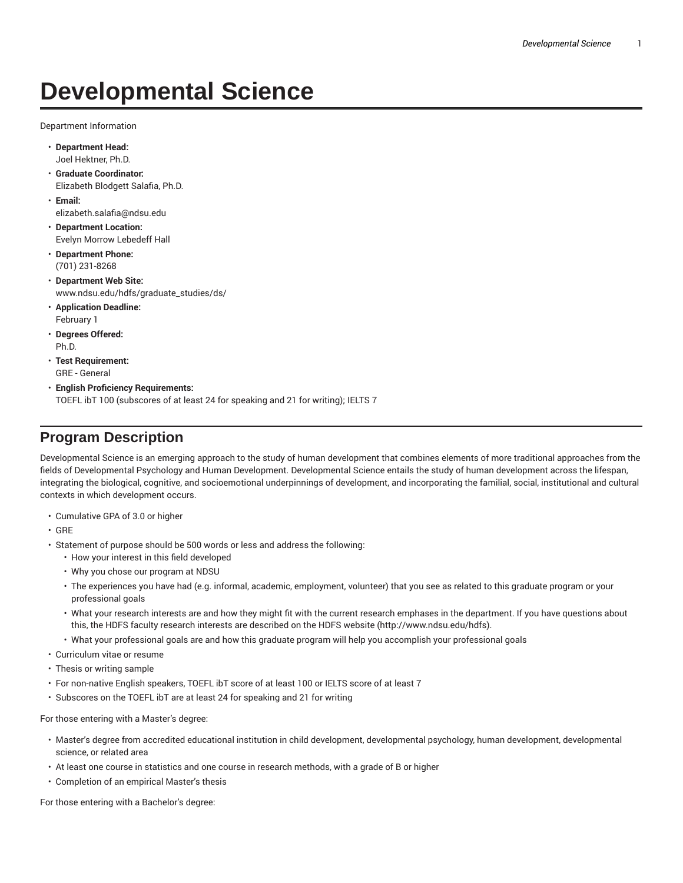# Developmental Science

Department Information

- **Department Head:**
  Joel Hektner, Ph.D.
- **Graduate Coordinator:**
  Elizabeth Blodgett Salafia, Ph.D.
- **Email:**
  elizabeth.salafia@ndsu.edu
- **Department Location:**
  Evelyn Morrow Lebedeff Hall
- **Department Phone:**
  (701) 231-8268
- **Department Web Site:**
  www.ndsu.edu/hdfs/graduate_studies/ds/
- **Application Deadline:**
  February 1
- **Degrees Offered:**
  Ph.D.
- **Test Requirement:**
  GRE - General
- **English Proficiency Requirements:**
  TOEFL ibT 100 (subscores of at least 24 for speaking and 21 for writing); IELTS 7

## Program Description

Developmental Science is an emerging approach to the study of human development that combines elements of more traditional approaches from the fields of Developmental Psychology and Human Development. Developmental Science entails the study of human development across the lifespan, integrating the biological, cognitive, and socioemotional underpinnings of development, and incorporating the familial, social, institutional and cultural contexts in which development occurs.

- Cumulative GPA of 3.0 or higher
- GRE
- Statement of purpose should be 500 words or less and address the following:
  - How your interest in this field developed
  - Why you chose our program at NDSU
  - The experiences you have had (e.g. informal, academic, employment, volunteer) that you see as related to this graduate program or your professional goals
  - What your research interests are and how they might fit with the current research emphases in the department. If you have questions about this, the HDFS faculty research interests are described on the HDFS website (http://www.ndsu.edu/hdfs).
  - What your professional goals are and how this graduate program will help you accomplish your professional goals
- Curriculum vitae or resume
- Thesis or writing sample
- For non-native English speakers, TOEFL ibT score of at least 100 or IELTS score of at least 7
- Subscores on the TOEFL ibT are at least 24 for speaking and 21 for writing

For those entering with a Master's degree:

- Master's degree from accredited educational institution in child development, developmental psychology, human development, developmental science, or related area
- At least one course in statistics and one course in research methods, with a grade of B or higher
- Completion of an empirical Master's thesis

For those entering with a Bachelor's degree: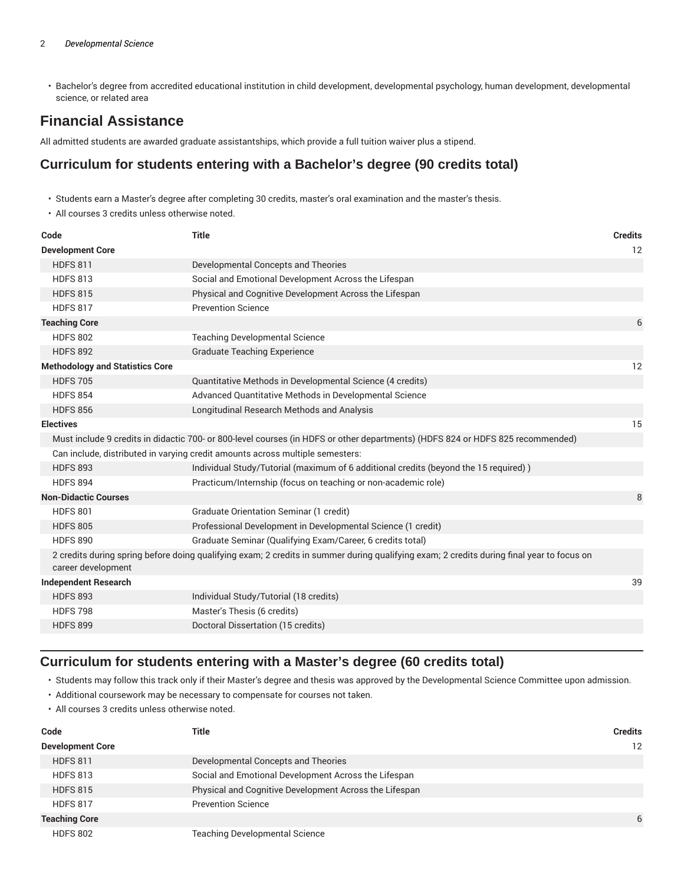- Bachelor's degree from accredited educational institution in child development, developmental psychology, human development, developmental science, or related area

## Financial Assistance

All admitted students are awarded graduate assistantships, which provide a full tuition waiver plus a stipend.

## Curriculum for students entering with a Bachelor's degree (90 credits total)

- Students earn a Master's degree after completing 30 credits, master's oral examination and the master's thesis.
- All courses 3 credits unless otherwise noted.

| Code | Title | Credits |
|---|---|---|
| **Development Core** | | 12 |
| HDFS 811 | Developmental Concepts and Theories | |
| HDFS 813 | Social and Emotional Development Across the Lifespan | |
| HDFS 815 | Physical and Cognitive Development Across the Lifespan | |
| HDFS 817 | Prevention Science | |
| **Teaching Core** | | 6 |
| HDFS 802 | Teaching Developmental Science | |
| HDFS 892 | Graduate Teaching Experience | |
| **Methodology and Statistics Core** | | 12 |
| HDFS 705 | Quantitative Methods in Developmental Science (4 credits) | |
| HDFS 854 | Advanced Quantitative Methods in Developmental Science | |
| HDFS 856 | Longitudinal Research Methods and Analysis | |
| **Electives** | | 15 |
| Must include 9 credits in didactic 700- or 800-level courses (in HDFS or other departments) (HDFS 824 or HDFS 825 recommended) | | |
| Can include, distributed in varying credit amounts across multiple semesters: | | |
| HDFS 893 | Individual Study/Tutorial (maximum of 6 additional credits (beyond the 15 required) ) | |
| HDFS 894 | Practicum/Internship (focus on teaching or non-academic role) | |
| **Non-Didactic Courses** | | 8 |
| HDFS 801 | Graduate Orientation Seminar (1 credit) | |
| HDFS 805 | Professional Development in Developmental Science (1 credit) | |
| HDFS 890 | Graduate Seminar (Qualifying Exam/Career, 6 credits total) | |
| 2 credits during spring before doing qualifying exam; 2 credits in summer during qualifying exam; 2 credits during final year to focus on career development | | |
| **Independent Research** | | 39 |
| HDFS 893 | Individual Study/Tutorial (18 credits) | |
| HDFS 798 | Master's Thesis (6 credits) | |
| HDFS 899 | Doctoral Dissertation (15 credits) | |

## Curriculum for students entering with a Master's degree (60 credits total)

- Students may follow this track only if their Master's degree and thesis was approved by the Developmental Science Committee upon admission.
- Additional coursework may be necessary to compensate for courses not taken.
- All courses 3 credits unless otherwise noted.

| Code | Title | Credits |
|---|---|---|
| **Development Core** | | 12 |
| HDFS 811 | Developmental Concepts and Theories | |
| HDFS 813 | Social and Emotional Development Across the Lifespan | |
| HDFS 815 | Physical and Cognitive Development Across the Lifespan | |
| HDFS 817 | Prevention Science | |
| **Teaching Core** | | 6 |
| HDFS 802 | Teaching Developmental Science | |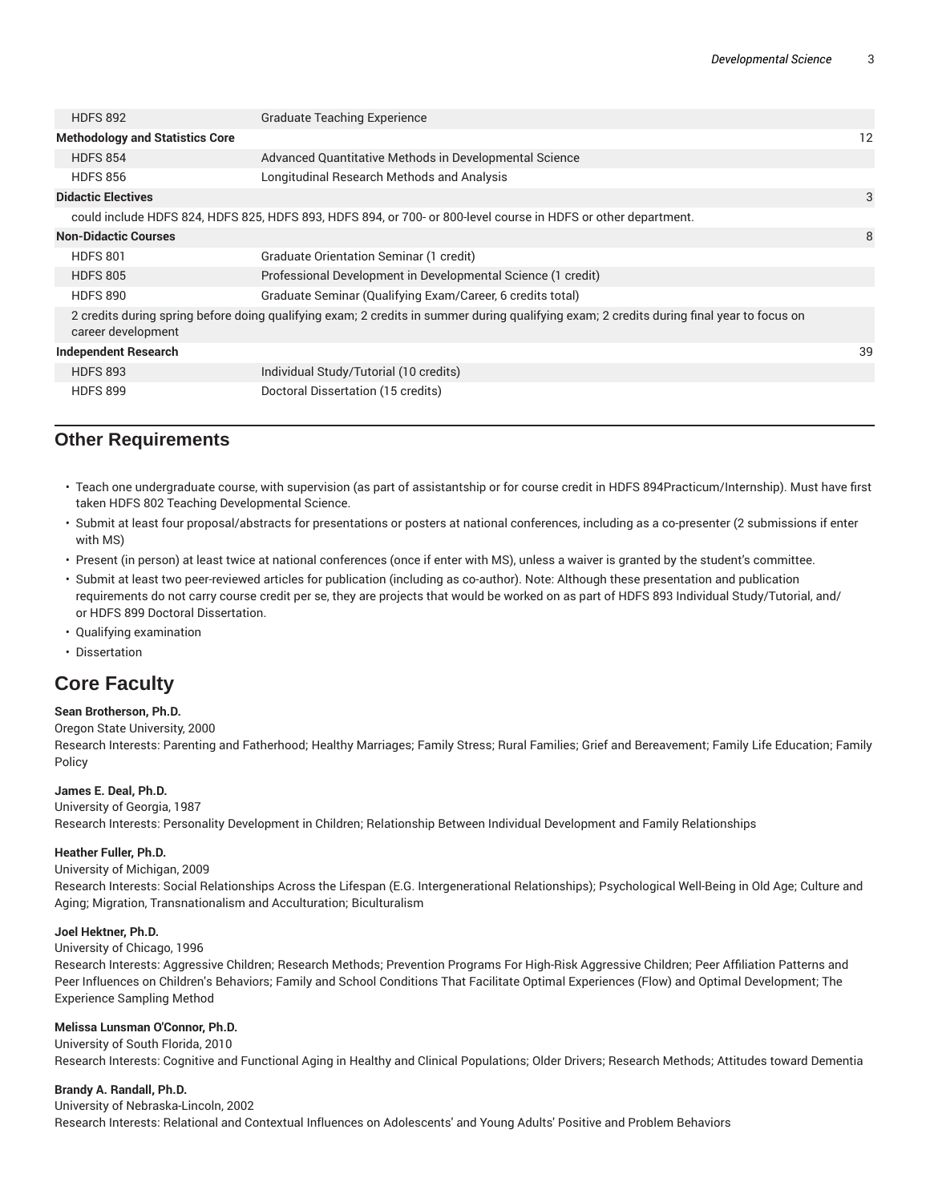| | | |
|---|---|---|
| HDFS 892 | Graduate Teaching Experience | |
| **Methodology and Statistics Core** | | 12 |
| HDFS 854 | Advanced Quantitative Methods in Developmental Science | |
| HDFS 856 | Longitudinal Research Methods and Analysis | |
| **Didactic Electives** | | 3 |
| could include HDFS 824, HDFS 825, HDFS 893, HDFS 894, or 700- or 800-level course in HDFS or other department. | | |
| **Non-Didactic Courses** | | 8 |
| HDFS 801 | Graduate Orientation Seminar (1 credit) | |
| HDFS 805 | Professional Development in Developmental Science (1 credit) | |
| HDFS 890 | Graduate Seminar (Qualifying Exam/Career, 6 credits total) | |
| 2 credits during spring before doing qualifying exam; 2 credits in summer during qualifying exam; 2 credits during final year to focus on career development | | |
| **Independent Research** | | 39 |
| HDFS 893 | Individual Study/Tutorial (10 credits) | |
| HDFS 899 | Doctoral Dissertation (15 credits) | |

## Other Requirements

- Teach one undergraduate course, with supervision (as part of assistantship or for course credit in HDFS 894Practicum/Internship). Must have first taken HDFS 802 Teaching Developmental Science.
- Submit at least four proposal/abstracts for presentations or posters at national conferences, including as a co-presenter (2 submissions if enter with MS)
- Present (in person) at least twice at national conferences (once if enter with MS), unless a waiver is granted by the student's committee.
- Submit at least two peer-reviewed articles for publication (including as co-author). Note: Although these presentation and publication requirements do not carry course credit per se, they are projects that would be worked on as part of HDFS 893 Individual Study/Tutorial, and/or HDFS 899 Doctoral Dissertation.
- Qualifying examination
- Dissertation

## Core Faculty

**Sean Brotherson, Ph.D.**
Oregon State University, 2000
Research Interests: Parenting and Fatherhood; Healthy Marriages; Family Stress; Rural Families; Grief and Bereavement; Family Life Education; Family Policy

**James E. Deal, Ph.D.**
University of Georgia, 1987
Research Interests: Personality Development in Children; Relationship Between Individual Development and Family Relationships

**Heather Fuller, Ph.D.**
University of Michigan, 2009
Research Interests: Social Relationships Across the Lifespan (E.G. Intergenerational Relationships); Psychological Well-Being in Old Age; Culture and Aging; Migration, Transnationalism and Acculturation; Biculturalism

**Joel Hektner, Ph.D.**
University of Chicago, 1996
Research Interests: Aggressive Children; Research Methods; Prevention Programs For High-Risk Aggressive Children; Peer Affiliation Patterns and Peer Influences on Children's Behaviors; Family and School Conditions That Facilitate Optimal Experiences (Flow) and Optimal Development; The Experience Sampling Method

**Melissa Lunsman O'Connor, Ph.D.**
University of South Florida, 2010
Research Interests: Cognitive and Functional Aging in Healthy and Clinical Populations; Older Drivers; Research Methods; Attitudes toward Dementia

**Brandy A. Randall, Ph.D.**
University of Nebraska-Lincoln, 2002
Research Interests: Relational and Contextual Influences on Adolescents' and Young Adults' Positive and Problem Behaviors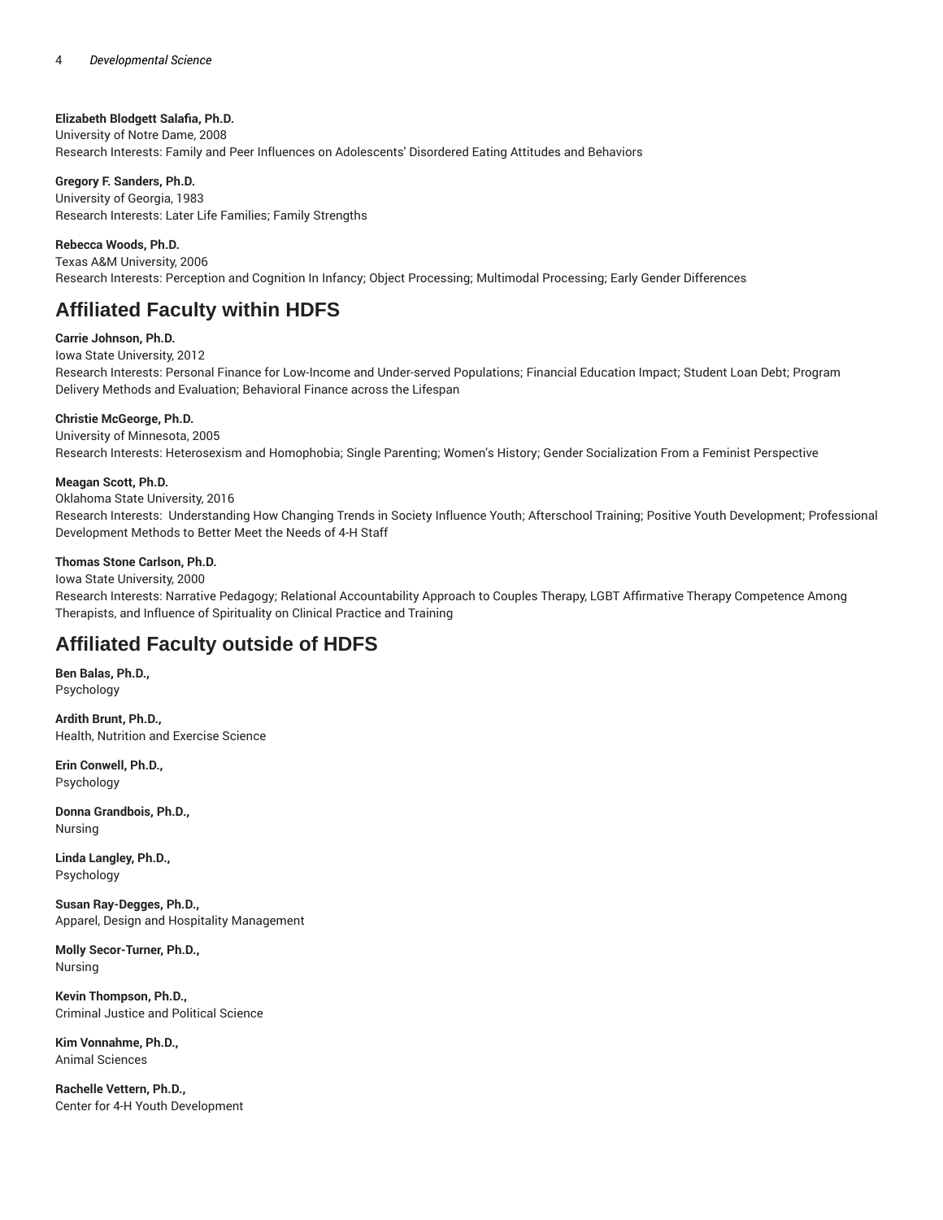**Elizabeth Blodgett Salafia, Ph.D.**
University of Notre Dame, 2008
Research Interests: Family and Peer Influences on Adolescents' Disordered Eating Attitudes and Behaviors

**Gregory F. Sanders, Ph.D.**
University of Georgia, 1983
Research Interests: Later Life Families; Family Strengths

**Rebecca Woods, Ph.D.**
Texas A&M University, 2006
Research Interests: Perception and Cognition In Infancy; Object Processing; Multimodal Processing; Early Gender Differences

## Affiliated Faculty within HDFS

**Carrie Johnson, Ph.D.**
Iowa State University, 2012
Research Interests: Personal Finance for Low-Income and Under-served Populations; Financial Education Impact; Student Loan Debt; Program Delivery Methods and Evaluation; Behavioral Finance across the Lifespan

**Christie McGeorge, Ph.D.**
University of Minnesota, 2005
Research Interests: Heterosexism and Homophobia; Single Parenting; Women's History; Gender Socialization From a Feminist Perspective

**Meagan Scott, Ph.D.**
Oklahoma State University, 2016
Research Interests: Understanding How Changing Trends in Society Influence Youth; Afterschool Training; Positive Youth Development; Professional Development Methods to Better Meet the Needs of 4-H Staff

**Thomas Stone Carlson, Ph.D.**
Iowa State University, 2000
Research Interests: Narrative Pedagogy; Relational Accountability Approach to Couples Therapy, LGBT Affirmative Therapy Competence Among Therapists, and Influence of Spirituality on Clinical Practice and Training

## Affiliated Faculty outside of HDFS

**Ben Balas, Ph.D.,**
Psychology

**Ardith Brunt, Ph.D.,**
Health, Nutrition and Exercise Science

**Erin Conwell, Ph.D.,**
Psychology

**Donna Grandbois, Ph.D.,**
Nursing

**Linda Langley, Ph.D.,**
Psychology

**Susan Ray-Degges, Ph.D.,**
Apparel, Design and Hospitality Management

**Molly Secor-Turner, Ph.D.,**
Nursing

**Kevin Thompson, Ph.D.,**
Criminal Justice and Political Science

**Kim Vonnahme, Ph.D.,**
Animal Sciences

**Rachelle Vettern, Ph.D.,**
Center for 4-H Youth Development